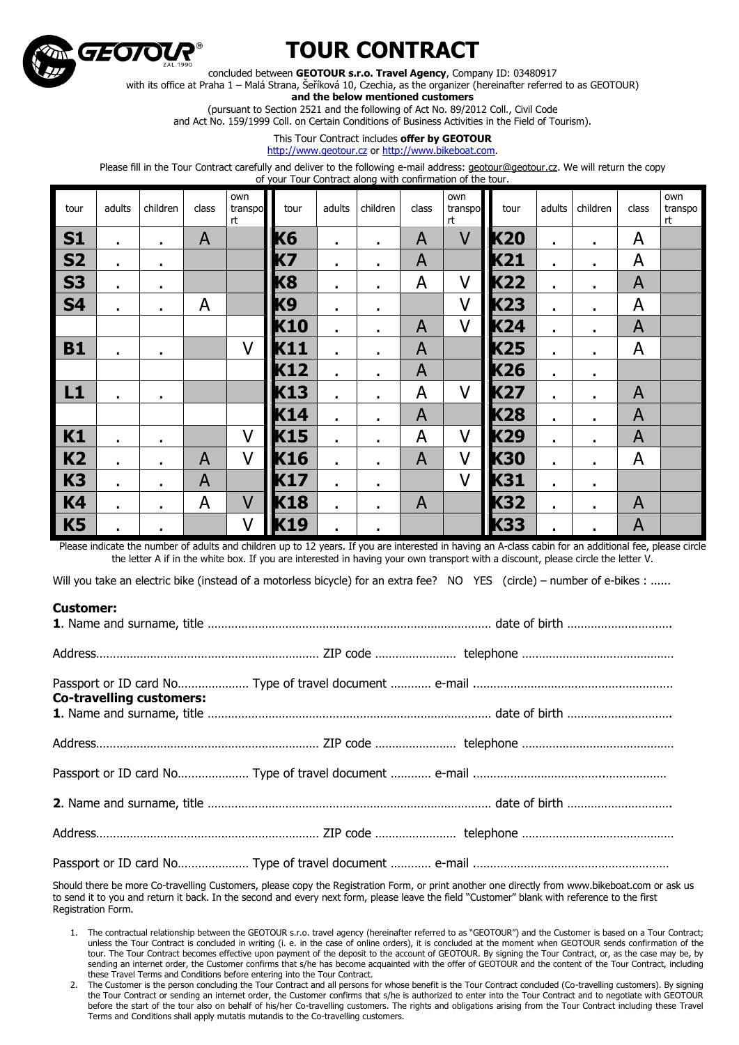# TOUR CONTRACT

concluded between **GEOTOUR s.r.o. Travel Agency**, Company ID: 03480917
with its office at Praha 1 – Malá Strana, Šeříková 10, Czechia, as the organizer (hereinafter referred to as GEOTOUR)
**and the below mentioned customers**
(pursuant to Section 2521 and the following of Act No. 89/2012 Coll., Civil Code
and Act No. 159/1999 Coll. on Certain Conditions of Business Activities in the Field of Tourism).

This Tour Contract includes **offer by GEOTOUR**
http://www.geotour.cz or http://www.bikeboat.com.

Please fill in the Tour Contract carefully and deliver to the following e-mail address: geotour@geotour.cz. We will return the copy of your Tour Contract along with confirmation of the tour.

| tour | adults | children | class | own transport | tour | adults | children | class | own transport | tour | adults | children | class | own transport |
|---|---|---|---|---|---|---|---|---|---|---|---|---|---|---|
| **S1** | . | . | A | | **K6** | . | . | A | V | **K20** | . | . | A | |
| **S2** | . | . | | | **K7** | . | . | A | | **K21** | . | . | A | |
| **S3** | . | . | | | **K8** | . | . | A | V | **K22** | . | . | A | |
| **S4** | . | . | A | | **K9** | . | . | | V | **K23** | . | . | A | |
| | | | | | **K10** | . | . | A | V | **K24** | . | . | A | |
| **B1** | . | . | | V | **K11** | . | . | A | | **K25** | . | . | A | |
| | | | | | **K12** | . | . | A | | **K26** | . | . | | |
| **L1** | . | . | | | **K13** | . | . | A | V | **K27** | . | . | A | |
| | | | | | **K14** | . | . | A | | **K28** | . | . | A | |
| **K1** | . | . | | V | **K15** | . | . | A | V | **K29** | . | . | A | |
| **K2** | . | . | A | V | **K16** | . | . | A | V | **K30** | . | . | A | |
| **K3** | . | . | A | | **K17** | . | . | | V | **K31** | . | . | | |
| **K4** | . | . | A | V | **K18** | . | . | A | | **K32** | . | . | A | |
| **K5** | . | . | | V | **K19** | . | . | | | **K33** | . | . | A | |

Please indicate the number of adults and children up to 12 years. If you are interested in having an A-class cabin for an additional fee, please circle the letter A if in the white box. If you are interested in having your own transport with a discount, please circle the letter V.

Will you take an electric bike (instead of a motorless bicycle) for an extra fee? NO YES (circle) – number of e-bikes : ......

**Customer:**

**1**. Name and surname, title ........................................................................................ date of birth ..............................

Address.................................................................. ZIP code ....................... telephone ............................................

Passport or ID card No..................... Type of travel document ............ e-mail ..........................................................

**Co-travelling customers:**

**1**. Name and surname, title ........................................................................................ date of birth ..............................

Address.................................................................. ZIP code ....................... telephone ............................................

Passport or ID card No..................... Type of travel document ............ e-mail ..........................................................

**2**. Name and surname, title ........................................................................................ date of birth ..............................

Address.................................................................. ZIP code ....................... telephone ............................................

Passport or ID card No..................... Type of travel document ............ e-mail ..........................................................

Should there be more Co-travelling Customers, please copy the Registration Form, or print another one directly from www.bikeboat.com or ask us to send it to you and return it back. In the second and every next form, please leave the field "Customer" blank with reference to the first Registration Form.

1. The contractual relationship between the GEOTOUR s.r.o. travel agency (hereinafter referred to as "GEOTOUR") and the Customer is based on a Tour Contract; unless the Tour Contract is concluded in writing (i. e. in the case of online orders), it is concluded at the moment when GEOTOUR sends confirmation of the tour. The Tour Contract becomes effective upon payment of the deposit to the account of GEOTOUR. By signing the Tour Contract, or, as the case may be, by sending an internet order, the Customer confirms that s/he has become acquainted with the offer of GEOTOUR and the content of the Tour Contract, including these Travel Terms and Conditions before entering into the Tour Contract.
2. The Customer is the person concluding the Tour Contract and all persons for whose benefit is the Tour Contract concluded (Co-travelling customers). By signing the Tour Contract or sending an internet order, the Customer confirms that s/he is authorized to enter into the Tour Contract and to negotiate with GEOTOUR before the start of the tour also on behalf of his/her Co-travelling customers. The rights and obligations arising from the Tour Contract including these Travel Terms and Conditions shall apply mutatis mutandis to the Co-travelling customers.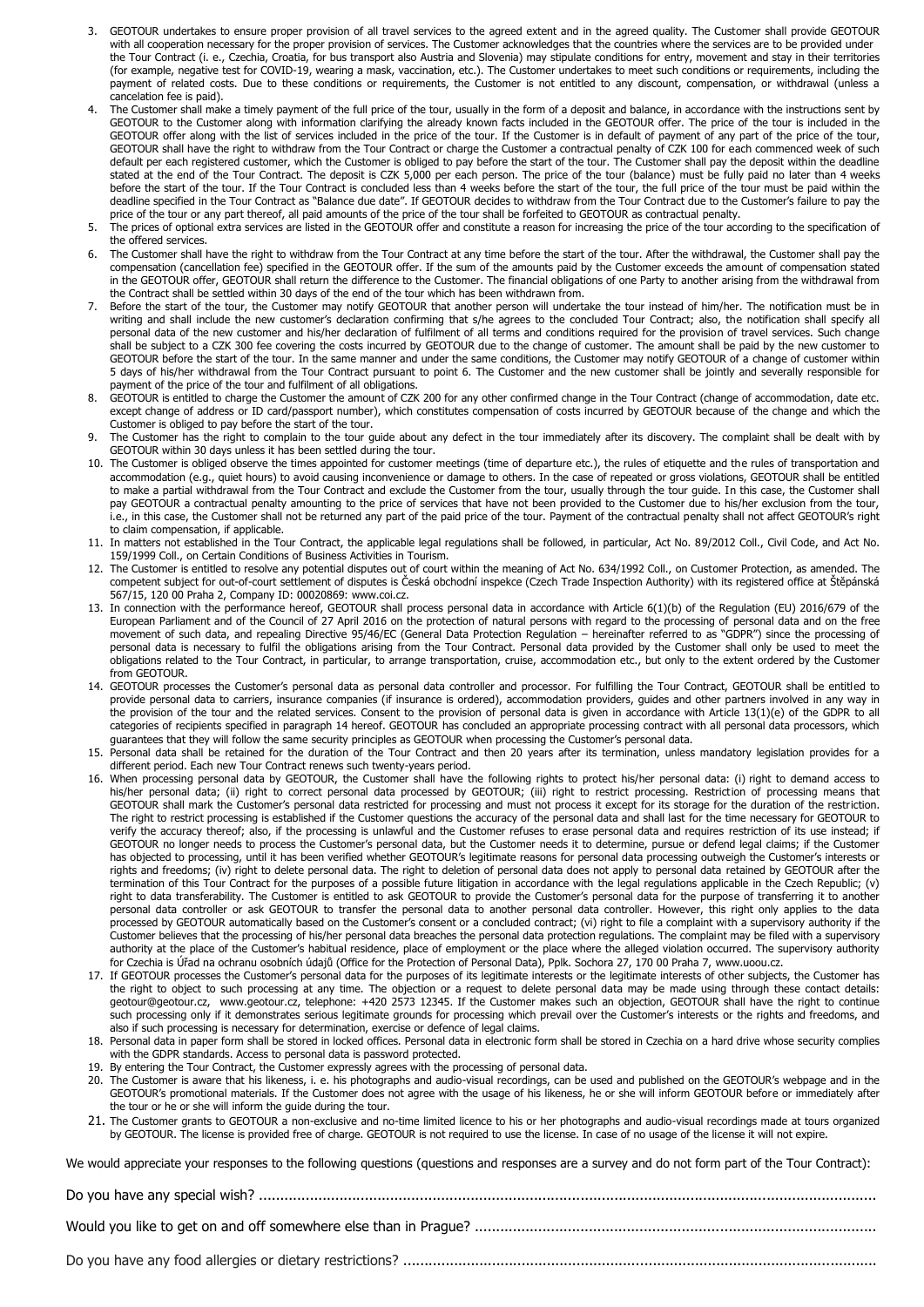3. GEOTOUR undertakes to ensure proper provision of all travel services to the agreed extent and in the agreed quality. The Customer shall provide GEOTOUR with all cooperation necessary for the proper provision of services. The Customer acknowledges that the countries where the services are to be provided under the Tour Contract (i. e., Czechia, Croatia, for bus transport also Austria and Slovenia) may stipulate conditions for entry, movement and stay in their territories (for example, negative test for COVID-19, wearing a mask, vaccination, etc.). The Customer undertakes to meet such conditions or requirements, including the payment of related costs. Due to these conditions or requirements, the Customer is not entitled to any discount, compensation, or withdrawal (unless a cancelation fee is paid).
4. The Customer shall make a timely payment of the full price of the tour, usually in the form of a deposit and balance, in accordance with the instructions sent by GEOTOUR to the Customer along with information clarifying the already known facts included in the GEOTOUR offer. The price of the tour is included in the GEOTOUR offer along with the list of services included in the price of the tour. If the Customer is in default of payment of any part of the price of the tour, GEOTOUR shall have the right to withdraw from the Tour Contract or charge the Customer a contractual penalty of CZK 100 for each commenced week of such default per each registered customer, which the Customer is obliged to pay before the start of the tour. The Customer shall pay the deposit within the deadline stated at the end of the Tour Contract. The deposit is CZK 5,000 per each person. The price of the tour (balance) must be fully paid no later than 4 weeks before the start of the tour. If the Tour Contract is concluded less than 4 weeks before the start of the tour, the full price of the tour must be paid within the deadline specified in the Tour Contract as "Balance due date". If GEOTOUR decides to withdraw from the Tour Contract due to the Customer's failure to pay the price of the tour or any part thereof, all paid amounts of the price of the tour shall be forfeited to GEOTOUR as contractual penalty.
5. The prices of optional extra services are listed in the GEOTOUR offer and constitute a reason for increasing the price of the tour according to the specification of the offered services.
6. The Customer shall have the right to withdraw from the Tour Contract at any time before the start of the tour. After the withdrawal, the Customer shall pay the compensation (cancellation fee) specified in the GEOTOUR offer. If the sum of the amounts paid by the Customer exceeds the amount of compensation stated in the GEOTOUR offer, GEOTOUR shall return the difference to the Customer. The financial obligations of one Party to another arising from the withdrawal from the Contract shall be settled within 30 days of the end of the tour which has been withdrawn from.
7. Before the start of the tour, the Customer may notify GEOTOUR that another person will undertake the tour instead of him/her. The notification must be in writing and shall include the new customer's declaration confirming that s/he agrees to the concluded Tour Contract; also, the notification shall specify all personal data of the new customer and his/her declaration of fulfilment of all terms and conditions required for the provision of travel services. Such change shall be subject to a CZK 300 fee covering the costs incurred by GEOTOUR due to the change of customer. The amount shall be paid by the new customer to GEOTOUR before the start of the tour. In the same manner and under the same conditions, the Customer may notify GEOTOUR of a change of customer within 5 days of his/her withdrawal from the Tour Contract pursuant to point 6. The Customer and the new customer shall be jointly and severally responsible for payment of the price of the tour and fulfilment of all obligations.
8. GEOTOUR is entitled to charge the Customer the amount of CZK 200 for any other confirmed change in the Tour Contract (change of accommodation, date etc. except change of address or ID card/passport number), which constitutes compensation of costs incurred by GEOTOUR because of the change and which the Customer is obliged to pay before the start of the tour.
9. The Customer has the right to complain to the tour guide about any defect in the tour immediately after its discovery. The complaint shall be dealt with by GEOTOUR within 30 days unless it has been settled during the tour.
10. The Customer is obliged observe the times appointed for customer meetings (time of departure etc.), the rules of etiquette and the rules of transportation and accommodation (e.g., quiet hours) to avoid causing inconvenience or damage to others. In the case of repeated or gross violations, GEOTOUR shall be entitled to make a partial withdrawal from the Tour Contract and exclude the Customer from the tour, usually through the tour guide. In this case, the Customer shall pay GEOTOUR a contractual penalty amounting to the price of services that have not been provided to the Customer due to his/her exclusion from the tour, i.e., in this case, the Customer shall not be returned any part of the paid price of the tour. Payment of the contractual penalty shall not affect GEOTOUR's right to claim compensation, if applicable.
11. In matters not established in the Tour Contract, the applicable legal regulations shall be followed, in particular, Act No. 89/2012 Coll., Civil Code, and Act No. 159/1999 Coll., on Certain Conditions of Business Activities in Tourism.
12. The Customer is entitled to resolve any potential disputes out of court within the meaning of Act No. 634/1992 Coll., on Customer Protection, as amended. The competent subject for out-of-court settlement of disputes is Česká obchodní inspekce (Czech Trade Inspection Authority) with its registered office at Štěpánská 567/15, 120 00 Praha 2, Company ID: 00020869: www.coi.cz.
13. In connection with the performance hereof, GEOTOUR shall process personal data in accordance with Article 6(1)(b) of the Regulation (EU) 2016/679 of the European Parliament and of the Council of 27 April 2016 on the protection of natural persons with regard to the processing of personal data and on the free movement of such data, and repealing Directive 95/46/EC (General Data Protection Regulation – hereinafter referred to as "GDPR") since the processing of personal data is necessary to fulfil the obligations arising from the Tour Contract. Personal data provided by the Customer shall only be used to meet the obligations related to the Tour Contract, in particular, to arrange transportation, cruise, accommodation etc., but only to the extent ordered by the Customer from GEOTOUR.
14. GEOTOUR processes the Customer's personal data as personal data controller and processor. For fulfilling the Tour Contract, GEOTOUR shall be entitled to provide personal data to carriers, insurance companies (if insurance is ordered), accommodation providers, guides and other partners involved in any way in the provision of the tour and the related services. Consent to the provision of personal data is given in accordance with Article 13(1)(e) of the GDPR to all categories of recipients specified in paragraph 14 hereof. GEOTOUR has concluded an appropriate processing contract with all personal data processors, which guarantees that they will follow the same security principles as GEOTOUR when processing the Customer's personal data.
15. Personal data shall be retained for the duration of the Tour Contract and then 20 years after its termination, unless mandatory legislation provides for a different period. Each new Tour Contract renews such twenty-years period.
16. When processing personal data by GEOTOUR, the Customer shall have the following rights to protect his/her personal data: (i) right to demand access to his/her personal data; (ii) right to correct personal data processed by GEOTOUR; (iii) right to restrict processing. Restriction of processing means that GEOTOUR shall mark the Customer's personal data restricted for processing and must not process it except for its storage for the duration of the restriction. The right to restrict processing is established if the Customer questions the accuracy of the personal data and shall last for the time necessary for GEOTOUR to verify the accuracy thereof; also, if the processing is unlawful and the Customer refuses to erase personal data and requires restriction of its use instead; if GEOTOUR no longer needs to process the Customer's personal data, but the Customer needs it to determine, pursue or defend legal claims; if the Customer has objected to processing, until it has been verified whether GEOTOUR's legitimate reasons for personal data processing outweigh the Customer's interests or rights and freedoms; (iv) right to delete personal data. The right to deletion of personal data does not apply to personal data retained by GEOTOUR after the termination of this Tour Contract for the purposes of a possible future litigation in accordance with the legal regulations applicable in the Czech Republic; (v) right to data transferability. The Customer is entitled to ask GEOTOUR to provide the Customer's personal data for the purpose of transferring it to another personal data controller or ask GEOTOUR to transfer the personal data to another personal data controller. However, this right only applies to the data processed by GEOTOUR automatically based on the Customer's consent or a concluded contract; (vi) right to file a complaint with a supervisory authority if the Customer believes that the processing of his/her personal data breaches the personal data protection regulations. The complaint may be filed with a supervisory authority at the place of the Customer's habitual residence, place of employment or the place where the alleged violation occurred. The supervisory authority for Czechia is Úřad na ochranu osobních údajů (Office for the Protection of Personal Data), Pplk. Sochora 27, 170 00 Praha 7, www.uoou.cz.
17. If GEOTOUR processes the Customer's personal data for the purposes of its legitimate interests or the legitimate interests of other subjects, the Customer has the right to object to such processing at any time. The objection or a request to delete personal data may be made using through these contact details: geotour@geotour.cz, www.geotour.cz, telephone: +420 2573 12345. If the Customer makes such an objection, GEOTOUR shall have the right to continue such processing only if it demonstrates serious legitimate grounds for processing which prevail over the Customer's interests or the rights and freedoms, and also if such processing is necessary for determination, exercise or defence of legal claims.
18. Personal data in paper form shall be stored in locked offices. Personal data in electronic form shall be stored in Czechia on a hard drive whose security complies with the GDPR standards. Access to personal data is password protected.
19. By entering the Tour Contract, the Customer expressly agrees with the processing of personal data.
20. The Customer is aware that his likeness, i. e. his photographs and audio-visual recordings, can be used and published on the GEOTOUR's webpage and in the GEOTOUR's promotional materials. If the Customer does not agree with the usage of his likeness, he or she will inform GEOTOUR before or immediately after the tour or he or she will inform the guide during the tour.
21. The Customer grants to GEOTOUR a non-exclusive and no-time limited licence to his or her photographs and audio-visual recordings made at tours organized by GEOTOUR. The license is provided free of charge. GEOTOUR is not required to use the license. In case of no usage of the license it will not expire.

We would appreciate your responses to the following questions (questions and responses are a survey and do not form part of the Tour Contract):

Do you have any special wish? ..............................................................................................................................................

Would you like to get on and off somewhere else than in Prague? ...............................................................................................

Do you have any food allergies or dietary restrictions? ................................................................................................................